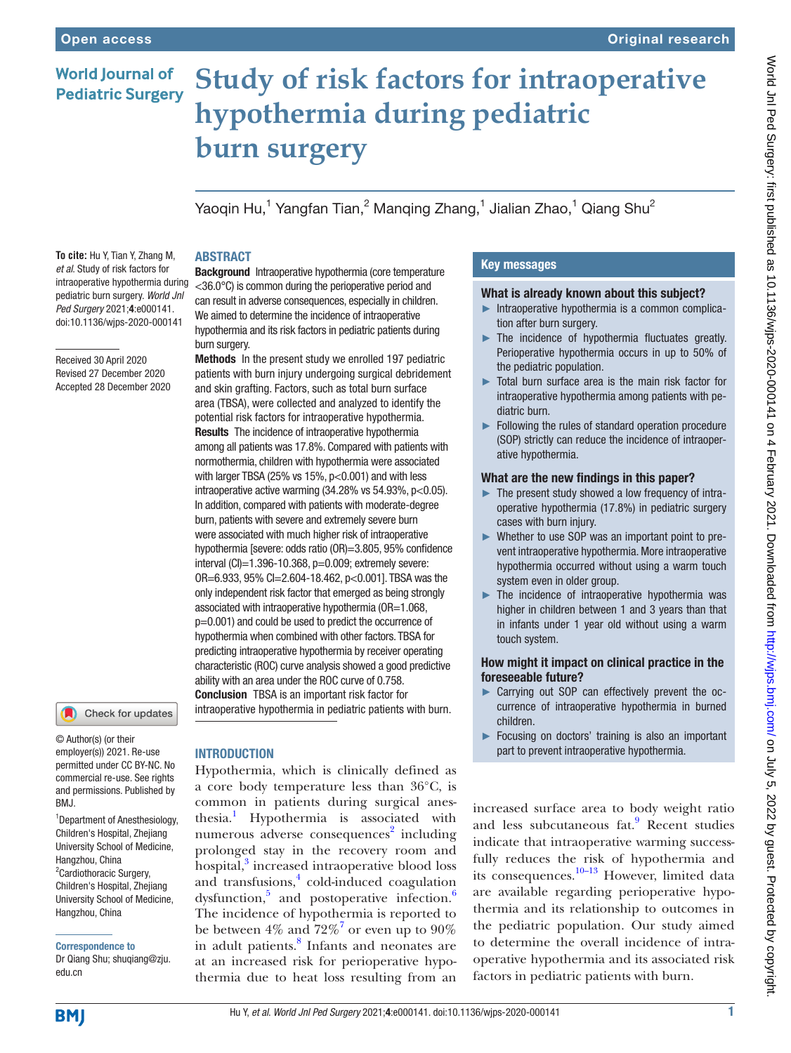Open access

Original research

World Journal of Pediatric Surgery

# Study of risk factors for intraoperative hypothermia during pediatric burn surgery

Yaoqin Hu,[1] Yangfan Tian,[2] Manqing Zhang,[1] Jialian Zhao,[1] Qiang Shu[2]

**To cite:** Hu Y, Tian Y, Zhang M, *et al*. Study of risk factors for intraoperative hypothermia during pediatric burn surgery. *World Jnl Ped Surgery* 2021;**4**:e000141. doi:10.1136/wjps-2020-000141

Received 30 April 2020
Revised 27 December 2020
Accepted 28 December 2020

© Author(s) (or their employer(s)) 2021. Re-use permitted under CC BY-NC. No commercial re-use. See rights and permissions. Published by BMJ.

[1]Department of Anesthesiology, Children's Hospital, Zhejiang University School of Medicine, Hangzhou, China
[2]Cardiothoracic Surgery, Children's Hospital, Zhejiang University School of Medicine, Hangzhou, China

**Correspondence to**
Dr Qiang Shu; shuqiang@zju.edu.cn

## ABSTRACT

**Background** Intraoperative hypothermia (core temperature <36.0°C) is common during the perioperative period and can result in adverse consequences, especially in children. We aimed to determine the incidence of intraoperative hypothermia and its risk factors in pediatric patients during burn surgery.

**Methods** In the present study we enrolled 197 pediatric patients with burn injury undergoing surgical debridement and skin grafting. Factors, such as total burn surface area (TBSA), were collected and analyzed to identify the potential risk factors for intraoperative hypothermia.

**Results** The incidence of intraoperative hypothermia among all patients was 17.8%. Compared with patients with normothermia, children with hypothermia were associated with larger TBSA (25% vs 15%, $p<0.001$) and with less intraoperative active warming (34.28% vs 54.93%, $p<0.05$). In addition, compared with patients with moderate-degree burn, patients with severe and extremely severe burn were associated with much higher risk of intraoperative hypothermia [severe: odds ratio (OR)=3.805, 95% confidence interval (CI)=1.396-10.368, p=0.009; extremely severe: OR=6.933, 95% CI=2.604-18.462, $p<0.001$]. TBSA was the only independent risk factor that emerged as being strongly associated with intraoperative hypothermia (OR=1.068, p=0.001) and could be used to predict the occurrence of hypothermia when combined with other factors. TBSA for predicting intraoperative hypothermia by receiver operating characteristic (ROC) curve analysis showed a good predictive ability with an area under the ROC curve of 0.758.

**Conclusion** TBSA is an important risk factor for intraoperative hypothermia in pediatric patients with burn.

## Key messages

### What is already known about this subject?

- Intraoperative hypothermia is a common complication after burn surgery.
- The incidence of hypothermia fluctuates greatly. Perioperative hypothermia occurs in up to 50% of the pediatric population.
- Total burn surface area is the main risk factor for intraoperative hypothermia among patients with pediatric burn.
- Following the rules of standard operation procedure (SOP) strictly can reduce the incidence of intraoperative hypothermia.

### What are the new findings in this paper?

- The present study showed a low frequency of intraoperative hypothermia (17.8%) in pediatric surgery cases with burn injury.
- Whether to use SOP was an important point to prevent intraoperative hypothermia. More intraoperative hypothermia occurred without using a warm touch system even in older group.
- The incidence of intraoperative hypothermia was higher in children between 1 and 3 years than that in infants under 1 year old without using a warm touch system.

### How might it impact on clinical practice in the foreseeable future?

- Carrying out SOP can effectively prevent the occurrence of intraoperative hypothermia in burned children.
- Focusing on doctors' training is also an important part to prevent intraoperative hypothermia.

## INTRODUCTION

Hypothermia, which is clinically defined as a core body temperature less than 36°C, is common in patients during surgical anesthesia.[1] Hypothermia is associated with numerous adverse consequences[2] including prolonged stay in the recovery room and hospital,[3] increased intraoperative blood loss and transfusions,[4] cold-induced coagulation dysfunction,[5] and postoperative infection.[6] The incidence of hypothermia is reported to be between 4% and 72%[7] or even up to 90% in adult patients.[8] Infants and neonates are at an increased risk for perioperative hypothermia due to heat loss resulting from an increased surface area to body weight ratio and less subcutaneous fat.[9] Recent studies indicate that intraoperative warming successfully reduces the risk of hypothermia and its consequences.[10–13] However, limited data are available regarding perioperative hypothermia and its relationship to outcomes in the pediatric population. Our study aimed to determine the overall incidence of intraoperative hypothermia and its associated risk factors in pediatric patients with burn.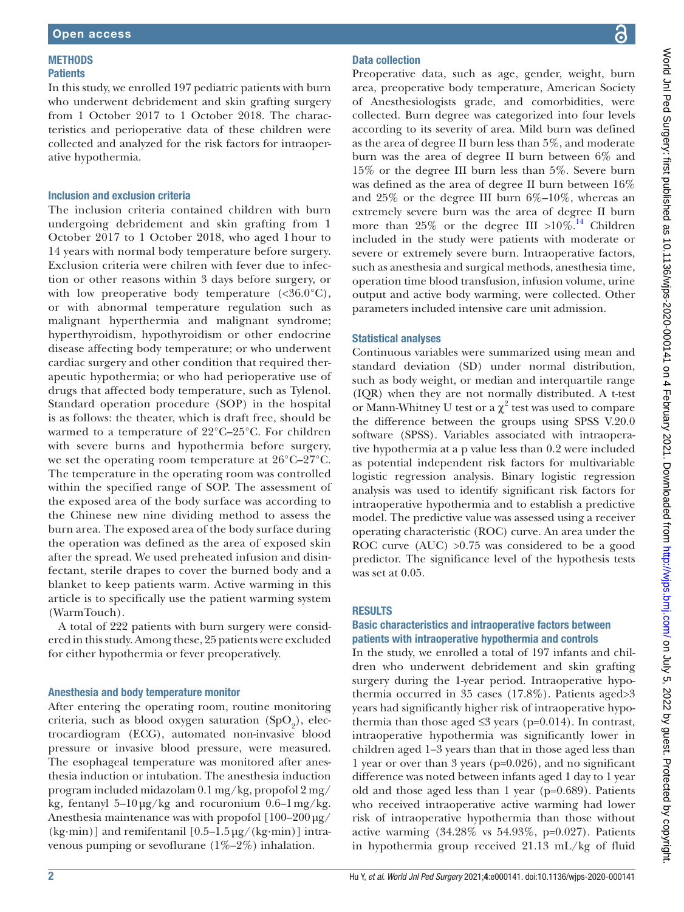## METHODS

### Patients

In this study, we enrolled 197 pediatric patients with burn who underwent debridement and skin grafting surgery from 1 October 2017 to 1 October 2018. The characteristics and perioperative data of these children were collected and analyzed for the risk factors for intraoperative hypothermia.

### Inclusion and exclusion criteria

The inclusion criteria contained children with burn undergoing debridement and skin grafting from 1 October 2017 to 1 October 2018, who aged 1 hour to 14 years with normal body temperature before surgery. Exclusion criteria were chilren with fever due to infection or other reasons within 3 days before surgery, or with low preoperative body temperature (<36.0°C), or with abnormal temperature regulation such as malignant hyperthermia and malignant syndrome; hyperthyroidism, hypothyroidism or other endocrine disease affecting body temperature; or who underwent cardiac surgery and other condition that required therapeutic hypothermia; or who had perioperative use of drugs that affected body temperature, such as Tylenol. Standard operation procedure (SOP) in the hospital is as follows: the theater, which is draft free, should be warmed to a temperature of 22°C–25°C. For children with severe burns and hypothermia before surgery, we set the operating room temperature at 26°C–27°C. The temperature in the operating room was controlled within the specified range of SOP. The assessment of the exposed area of the body surface was according to the Chinese new nine dividing method to assess the burn area. The exposed area of the body surface during the operation was defined as the area of exposed skin after the spread. We used preheated infusion and disinfectant, sterile drapes to cover the burned body and a blanket to keep patients warm. Active warming in this article is to specifically use the patient warming system (WarmTouch).

A total of 222 patients with burn surgery were considered in this study. Among these, 25 patients were excluded for either hypothermia or fever preoperatively.

### Anesthesia and body temperature monitor

After entering the operating room, routine monitoring criteria, such as blood oxygen saturation ($SpO_2$), electrocardiogram (ECG), automated non-invasive blood pressure or invasive blood pressure, were measured. The esophageal temperature was monitored after anesthesia induction or intubation. The anesthesia induction program included midazolam 0.1 mg/kg, propofol 2 mg/kg, fentanyl 5–10 μg/kg and rocuronium 0.6–1 mg/kg. Anesthesia maintenance was with propofol [100–200 μg/(kg·min)] and remifentanil [0.5–1.5 μg/(kg·min)] intravenous pumping or sevoflurane (1%–2%) inhalation.

### Data collection

Preoperative data, such as age, gender, weight, burn area, preoperative body temperature, American Society of Anesthesiologists grade, and comorbidities, were collected. Burn degree was categorized into four levels according to its severity of area. Mild burn was defined as the area of degree II burn less than 5%, and moderate burn was the area of degree II burn between 6% and 15% or the degree III burn less than 5%. Severe burn was defined as the area of degree II burn between 16% and 25% or the degree III burn 6%–10%, whereas an extremely severe burn was the area of degree II burn more than 25% or the degree III >10%.[14] Children included in the study were patients with moderate or severe or extremely severe burn. Intraoperative factors, such as anesthesia and surgical methods, anesthesia time, operation time blood transfusion, infusion volume, urine output and active body warming, were collected. Other parameters included intensive care unit admission.

### Statistical analyses

Continuous variables were summarized using mean and standard deviation (SD) under normal distribution, such as body weight, or median and interquartile range (IQR) when they are not normally distributed. A t-test or Mann-Whitney U test or a $\chi^2$ test was used to compare the difference between the groups using SPSS V.20.0 software (SPSS). Variables associated with intraoperative hypothermia at a p value less than 0.2 were included as potential independent risk factors for multivariable logistic regression analysis. Binary logistic regression analysis was used to identify significant risk factors for intraoperative hypothermia and to establish a predictive model. The predictive value was assessed using a receiver operating characteristic (ROC) curve. An area under the ROC curve (AUC) >0.75 was considered to be a good predictor. The significance level of the hypothesis tests was set at 0.05.

## RESULTS

### Basic characteristics and intraoperative factors between patients with intraoperative hypothermia and controls

In the study, we enrolled a total of 197 infants and children who underwent debridement and skin grafting surgery during the 1-year period. Intraoperative hypothermia occurred in 35 cases (17.8%). Patients aged>3 years had significantly higher risk of intraoperative hypothermia than those aged ≤3 years (p=0.014). In contrast, intraoperative hypothermia was significantly lower in children aged 1–3 years than that in those aged less than 1 year or over than 3 years (p=0.026), and no significant difference was noted between infants aged 1 day to 1 year old and those aged less than 1 year (p=0.689). Patients who received intraoperative active warming had lower risk of intraoperative hypothermia than those without active warming (34.28% vs 54.93%, p=0.027). Patients in hypothermia group received 21.13 mL/kg of fluid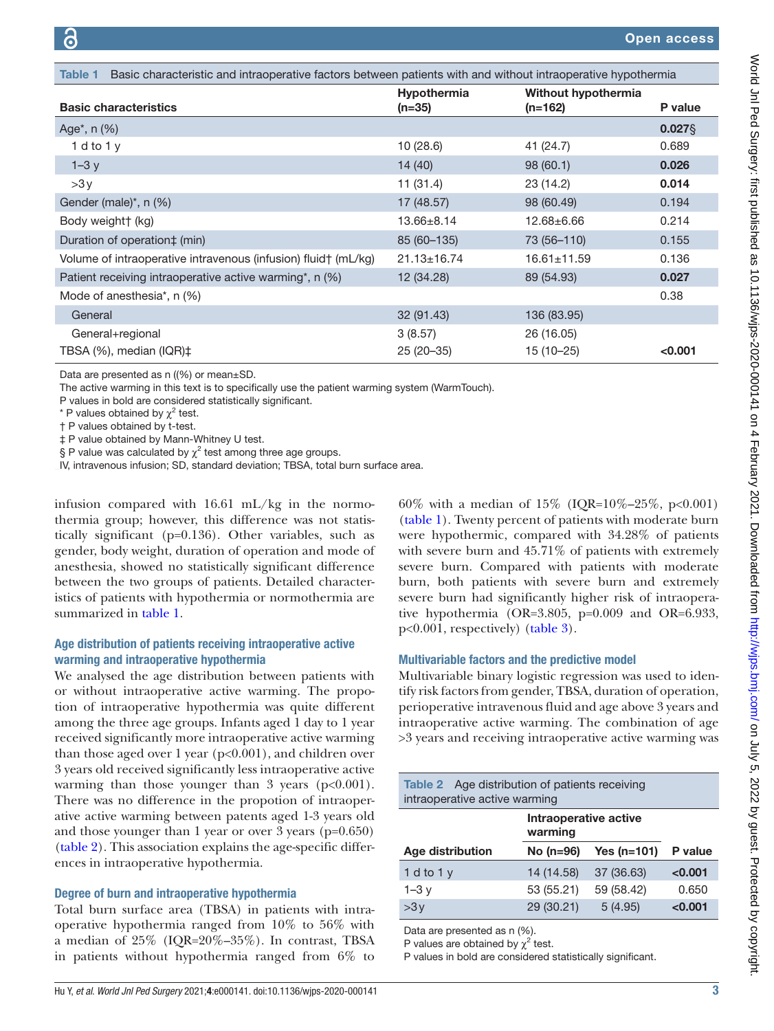**Table 1** Basic characteristic and intraoperative factors between patients with and without intraoperative hypothermia

| Basic characteristics | Hypothermia (n=35) | Without hypothermia (n=162) | P value |
|---|---|---|---|
| Age*, n (%) | | | **0.027§** |
| 1 d to 1 y | 10 (28.6) | 41 (24.7) | 0.689 |
| 1–3 y | 14 (40) | 98 (60.1) | **0.026** |
| >3 y | 11 (31.4) | 23 (14.2) | **0.014** |
| Gender (male)*, n (%) | 17 (48.57) | 98 (60.49) | 0.194 |
| Body weight† (kg) | 13.66±8.14 | 12.68±6.66 | 0.214 |
| Duration of operation‡ (min) | 85 (60–135) | 73 (56–110) | 0.155 |
| Volume of intraoperative intravenous (infusion) fluid† (mL/kg) | 21.13±16.74 | 16.61±11.59 | 0.136 |
| Patient receiving intraoperative active warming*, n (%) | 12 (34.28) | 89 (54.93) | **0.027** |
| Mode of anesthesia*, n (%) | | | 0.38 |
| General | 32 (91.43) | 136 (83.95) | |
| General+regional | 3 (8.57) | 26 (16.05) | |
| TBSA (%), median (IQR)‡ | 25 (20–35) | 15 (10–25) | **<0.001** |

Data are presented as n ((%) or mean±SD.
The active warming in this text is to specifically use the patient warming system (WarmTouch).
P values in bold are considered statistically significant.
* P values obtained by $\chi^2$ test.
† P values obtained by t-test.
‡ P value obtained by Mann-Whitney U test.
§ P value was calculated by $\chi^2$ test among three age groups.
IV, intravenous infusion; SD, standard deviation; TBSA, total burn surface area.

infusion compared with 16.61 mL/kg in the normothermia group; however, this difference was not statistically significant (p=0.136). Other variables, such as gender, body weight, duration of operation and mode of anesthesia, showed no statistically significant difference between the two groups of patients. Detailed characteristics of patients with hypothermia or normothermia are summarized in table 1.

### Age distribution of patients receiving intraoperative active warming and intraoperative hypothermia

We analysed the age distribution between patients with or without intraoperative active warming. The propotion of intraoperative hypothermia was quite different among the three age groups. Infants aged 1 day to 1 year received significantly more intraoperative active warming than those aged over 1 year (p<0.001), and children over 3 years old received significantly less intraoperative active warming than those younger than 3 years (p<0.001). There was no difference in the propotion of intraoperative active warming between patents aged 1-3 years old and those younger than 1 year or over 3 years (p=0.650) (table 2). This association explains the age-specific differences in intraoperative hypothermia.

### Degree of burn and intraoperative hypothermia

Total burn surface area (TBSA) in patients with intraoperative hypothermia ranged from 10% to 56% with a median of 25% (IQR=20%–35%). In contrast, TBSA in patients without hypothermia ranged from 6% to 60% with a median of 15% (IQR=10%–25%, p<0.001) (table 1). Twenty percent of patients with moderate burn were hypothermic, compared with 34.28% of patients with severe burn and 45.71% of patients with extremely severe burn. Compared with patients with moderate burn, both patients with severe burn and extremely severe burn had significantly higher risk of intraoperative hypothermia (OR=3.805, p=0.009 and OR=6.933, p<0.001, respectively) (table 3).

### Multivariable factors and the predictive model

Multivariable binary logistic regression was used to identify risk factors from gender, TBSA, duration of operation, perioperative intravenous fluid and age above 3 years and intraoperative active warming. The combination of age >3 years and receiving intraoperative active warming was

**Table 2** Age distribution of patients receiving intraoperative active warming

| Age distribution | Intraoperative active warming | | P value |
|---|---|---|---|
| | No (n=96) | Yes (n=101) | |
| 1 d to 1 y | 14 (14.58) | 37 (36.63) | **<0.001** |
| 1–3 y | 53 (55.21) | 59 (58.42) | 0.650 |
| >3y | 29 (30.21) | 5 (4.95) | **<0.001** |

Data are presented as n (%).
P values are obtained by $\chi^2$ test.
P values in bold are considered statistically significant.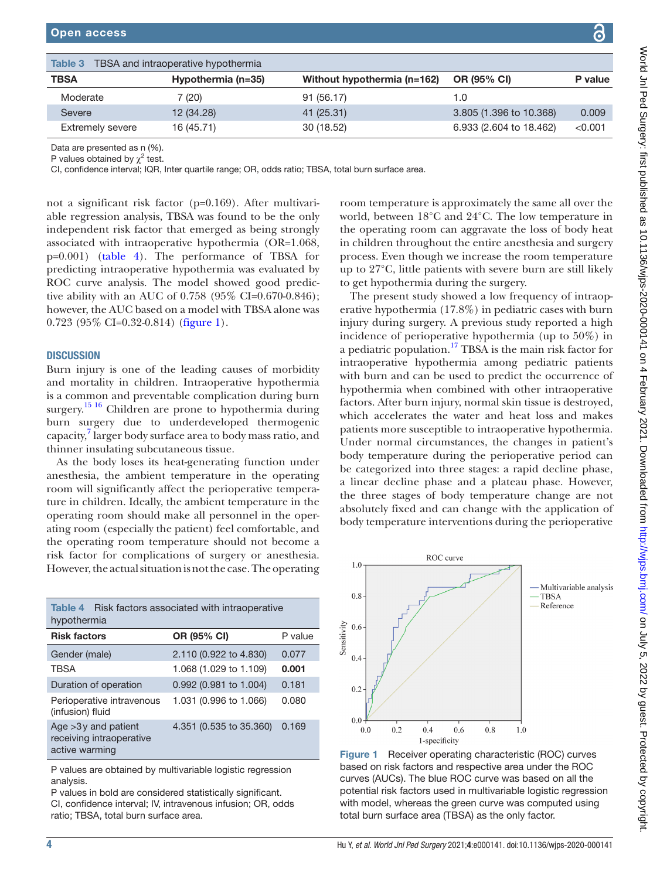**Table 3** TBSA and intraoperative hypothermia

| TBSA | Hypothermia (n=35) | Without hypothermia (n=162) | OR (95% CI) | P value |
|---|---|---|---|---|
| Moderate | 7 (20) | 91 (56.17) | 1.0 | |
| Severe | 12 (34.28) | 41 (25.31) | 3.805 (1.396 to 10.368) | 0.009 |
| Extremely severe | 16 (45.71) | 30 (18.52) | 6.933 (2.604 to 18.462) | <0.001 |

Data are presented as n (%).
P values obtained by $\chi^2$ test.
CI, confidence interval; IQR, Inter quartile range; OR, odds ratio; TBSA, total burn surface area.

not a significant risk factor (p=0.169). After multivariable regression analysis, TBSA was found to be the only independent risk factor that emerged as being strongly associated with intraoperative hypothermia (OR=1.068, p=0.001) (table 4). The performance of TBSA for predicting intraoperative hypothermia was evaluated by ROC curve analysis. The model showed good predictive ability with an AUC of 0.758 (95% CI=0.670-0.846); however, the AUC based on a model with TBSA alone was 0.723 (95% CI=0.32-0.814) (figure 1).

## DISCUSSION

Burn injury is one of the leading causes of morbidity and mortality in children. Intraoperative hypothermia is a common and preventable complication during burn surgery.[15,16] Children are prone to hypothermia during burn surgery due to underdeveloped thermogenic capacity,[7] larger body surface area to body mass ratio, and thinner insulating subcutaneous tissue.

As the body loses its heat-generating function under anesthesia, the ambient temperature in the operating room will significantly affect the perioperative temperature in children. Ideally, the ambient temperature in the operating room should make all personnel in the operating room (especially the patient) feel comfortable, and the operating room temperature should not become a risk factor for complications of surgery or anesthesia. However, the actual situation is not the case. The operating room temperature is approximately the same all over the world, between 18°C and 24°C. The low temperature in the operating room can aggravate the loss of body heat in children throughout the entire anesthesia and surgery process. Even though we increase the room temperature up to 27°C, little patients with severe burn are still likely to get hypothermia during the surgery.

The present study showed a low frequency of intraoperative hypothermia (17.8%) in pediatric cases with burn injury during surgery. A previous study reported a high incidence of perioperative hypothermia (up to 50%) in a pediatric population.[17] TBSA is the main risk factor for intraoperative hypothermia among pediatric patients with burn and can be used to predict the occurrence of hypothermia when combined with other intraoperative factors. After burn injury, normal skin tissue is destroyed, which accelerates the water and heat loss and makes patients more susceptible to intraoperative hypothermia. Under normal circumstances, the changes in patient's body temperature during the perioperative period can be categorized into three stages: a rapid decline phase, a linear decline phase and a plateau phase. However, the three stages of body temperature change are not absolutely fixed and can change with the application of body temperature interventions during the perioperative

**Table 4** Risk factors associated with intraoperative hypothermia

| Risk factors | OR (95% CI) | P value |
|---|---|---|
| Gender (male) | 2.110 (0.922 to 4.830) | 0.077 |
| TBSA | 1.068 (1.029 to 1.109) | **0.001** |
| Duration of operation | 0.992 (0.981 to 1.004) | 0.181 |
| Perioperative intravenous (infusion) fluid | 1.031 (0.996 to 1.066) | 0.080 |
| Age >3y and patient receiving intraoperative active warming | 4.351 (0.535 to 35.360) | 0.169 |

P values are obtained by multivariable logistic regression analysis.
P values in bold are considered statistically significant.
CI, confidence interval; IV, intravenous infusion; OR, odds ratio; TBSA, total burn surface area.

**Figure 1** Receiver operating characteristic (ROC) curves based on risk factors and respective area under the ROC curves (AUCs). The blue ROC curve was based on all the potential risk factors used in multivariable logistic regression with model, whereas the green curve was computed using total burn surface area (TBSA) as the only factor.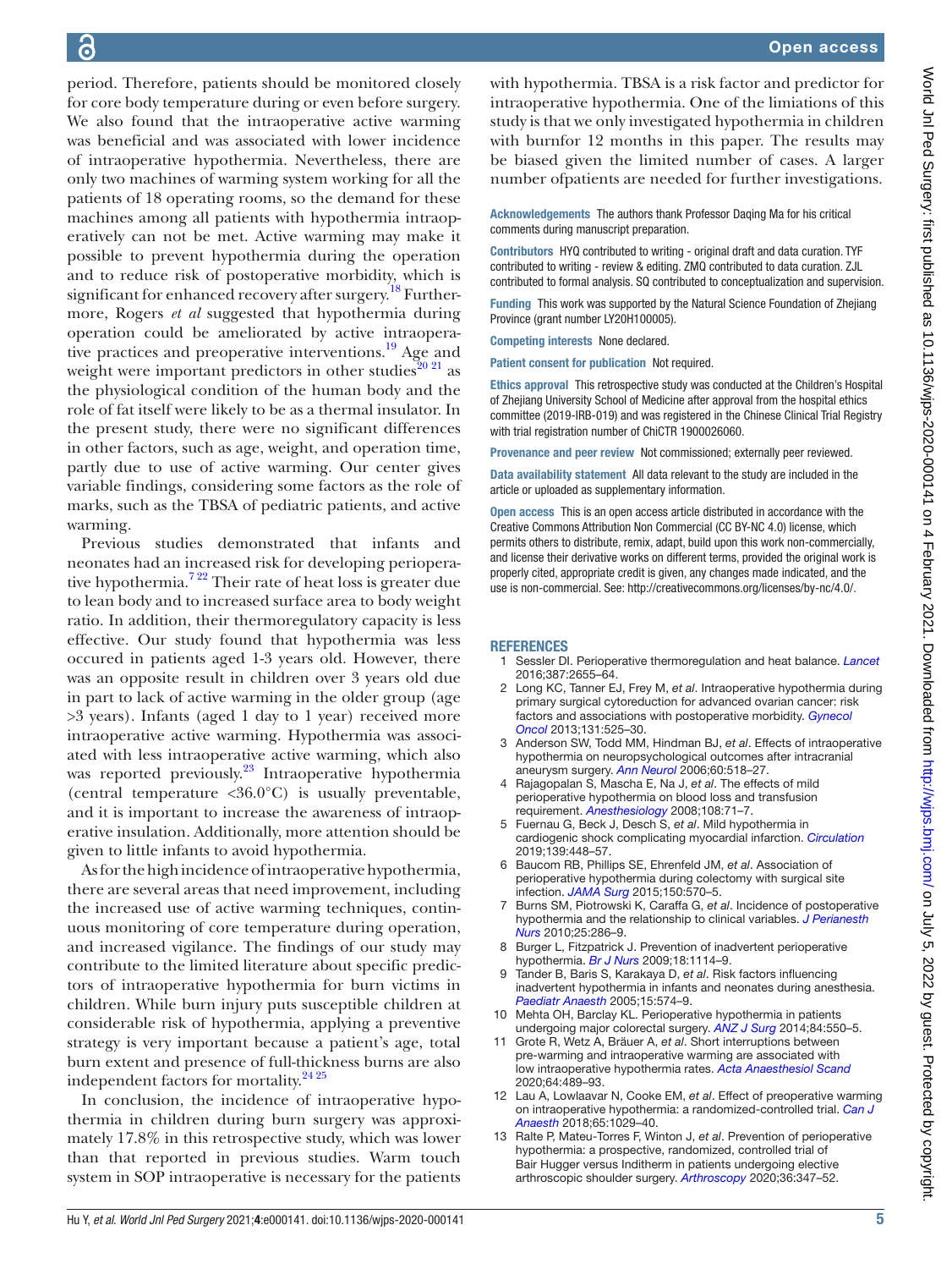period. Therefore, patients should be monitored closely for core body temperature during or even before surgery. We also found that the intraoperative active warming was beneficial and was associated with lower incidence of intraoperative hypothermia. Nevertheless, there are only two machines of warming system working for all the patients of 18 operating rooms, so the demand for these machines among all patients with hypothermia intraoperatively can not be met. Active warming may make it possible to prevent hypothermia during the operation and to reduce risk of postoperative morbidity, which is significant for enhanced recovery after surgery.[18] Furthermore, Rogers *et al* suggested that hypothermia during operation could be ameliorated by active intraoperative practices and preoperative interventions.[19] Age and weight were important predictors in other studies[20 21] as the physiological condition of the human body and the role of fat itself were likely to be as a thermal insulator. In the present study, there were no significant differences in other factors, such as age, weight, and operation time, partly due to use of active warming. Our center gives variable findings, considering some factors as the role of marks, such as the TBSA of pediatric patients, and active warming.

Previous studies demonstrated that infants and neonates had an increased risk for developing perioperative hypothermia.[7 22] Their rate of heat loss is greater due to lean body and to increased surface area to body weight ratio. In addition, their thermoregulatory capacity is less effective. Our study found that hypothermia was less occured in patients aged 1-3 years old. However, there was an opposite result in children over 3 years old due in part to lack of active warming in the older group (age >3 years). Infants (aged 1 day to 1 year) received more intraoperative active warming. Hypothermia was associated with less intraoperative active warming, which also was reported previously.[23] Intraoperative hypothermia (central temperature <36.0°C) is usually preventable, and it is important to increase the awareness of intraoperative insulation. Additionally, more attention should be given to little infants to avoid hypothermia.

As for the high incidence of intraoperative hypothermia, there are several areas that need improvement, including the increased use of active warming techniques, continuous monitoring of core temperature during operation, and increased vigilance. The findings of our study may contribute to the limited literature about specific predictors of intraoperative hypothermia for burn victims in children. While burn injury puts susceptible children at considerable risk of hypothermia, applying a preventive strategy is very important because a patient's age, total burn extent and presence of full-thickness burns are also independent factors for mortality.[24 25]

In conclusion, the incidence of intraoperative hypothermia in children during burn surgery was approximately 17.8% in this retrospective study, which was lower than that reported in previous studies. Warm touch system in SOP intraoperative is necessary for the patients with hypothermia. TBSA is a risk factor and predictor for intraoperative hypothermia. One of the limiations of this study is that we only investigated hypothermia in children with burnfor 12 months in this paper. The results may be biased given the limited number of cases. A larger number ofpatients are needed for further investigations.

**Acknowledgements** The authors thank Professor Daqing Ma for his critical comments during manuscript preparation.

**Contributors** HYQ contributed to writing - original draft and data curation. TYF contributed to writing - review & editing. ZMQ contributed to data curation. ZJL contributed to formal analysis. SQ contributed to conceptualization and supervision.

**Funding** This work was supported by the Natural Science Foundation of Zhejiang Province (grant number LY20H100005).

**Competing interests** None declared.

**Patient consent for publication** Not required.

**Ethics approval** This retrospective study was conducted at the Children's Hospital of Zhejiang University School of Medicine after approval from the hospital ethics committee (2019-IRB-019) and was registered in the Chinese Clinical Trial Registry with trial registration number of ChiCTR 1900026060.

**Provenance and peer review** Not commissioned; externally peer reviewed.

**Data availability statement** All data relevant to the study are included in the article or uploaded as supplementary information.

**Open access** This is an open access article distributed in accordance with the Creative Commons Attribution Non Commercial (CC BY-NC 4.0) license, which permits others to distribute, remix, adapt, build upon this work non-commercially, and license their derivative works on different terms, provided the original work is properly cited, appropriate credit is given, any changes made indicated, and the use is non-commercial. See: http://creativecommons.org/licenses/by-nc/4.0/.

## REFERENCES

1. Sessler DI. Perioperative thermoregulation and heat balance. *Lancet* 2016;387:2655–64.
2. Long KC, Tanner EJ, Frey M, *et al*. Intraoperative hypothermia during primary surgical cytoreduction for advanced ovarian cancer: risk factors and associations with postoperative morbidity. *Gynecol Oncol* 2013;131:525–30.
3. Anderson SW, Todd MM, Hindman BJ, *et al*. Effects of intraoperative hypothermia on neuropsychological outcomes after intracranial aneurysm surgery. *Ann Neurol* 2006;60:518–27.
4. Rajagopalan S, Mascha E, Na J, *et al*. The effects of mild perioperative hypothermia on blood loss and transfusion requirement. *Anesthesiology* 2008;108:71–7.
5. Fuernau G, Beck J, Desch S, *et al*. Mild hypothermia in cardiogenic shock complicating myocardial infarction. *Circulation* 2019;139:448–57.
6. Baucom RB, Phillips SE, Ehrenfeld JM, *et al*. Association of perioperative hypothermia during colectomy with surgical site infection. *JAMA Surg* 2015;150:570–5.
7. Burns SM, Piotrowski K, Caraffa G, *et al*. Incidence of postoperative hypothermia and the relationship to clinical variables. *J Perianesth Nurs* 2010;25:286–9.
8. Burger L, Fitzpatrick J. Prevention of inadvertent perioperative hypothermia. *Br J Nurs* 2009;18:1114–9.
9. Tander B, Baris S, Karakaya D, *et al*. Risk factors influencing inadvertent hypothermia in infants and neonates during anesthesia. *Paediatr Anaesth* 2005;15:574–9.
10. Mehta OH, Barclay KL. Perioperative hypothermia in patients undergoing major colorectal surgery. *ANZ J Surg* 2014;84:550–5.
11. Grote R, Wetz A, Bräuer A, *et al*. Short interruptions between pre-warming and intraoperative warming are associated with low intraoperative hypothermia rates. *Acta Anaesthesiol Scand* 2020;64:489–93.
12. Lau A, Lowlaavar N, Cooke EM, *et al*. Effect of preoperative warming on intraoperative hypothermia: a randomized-controlled trial. *Can J Anaesth* 2018;65:1029–40.
13. Ralte P, Mateu-Torres F, Winton J, *et al*. Prevention of perioperative hypothermia: a prospective, randomized, controlled trial of Bair Hugger versus Inditherm in patients undergoing elective arthroscopic shoulder surgery. *Arthroscopy* 2020;36:347–52.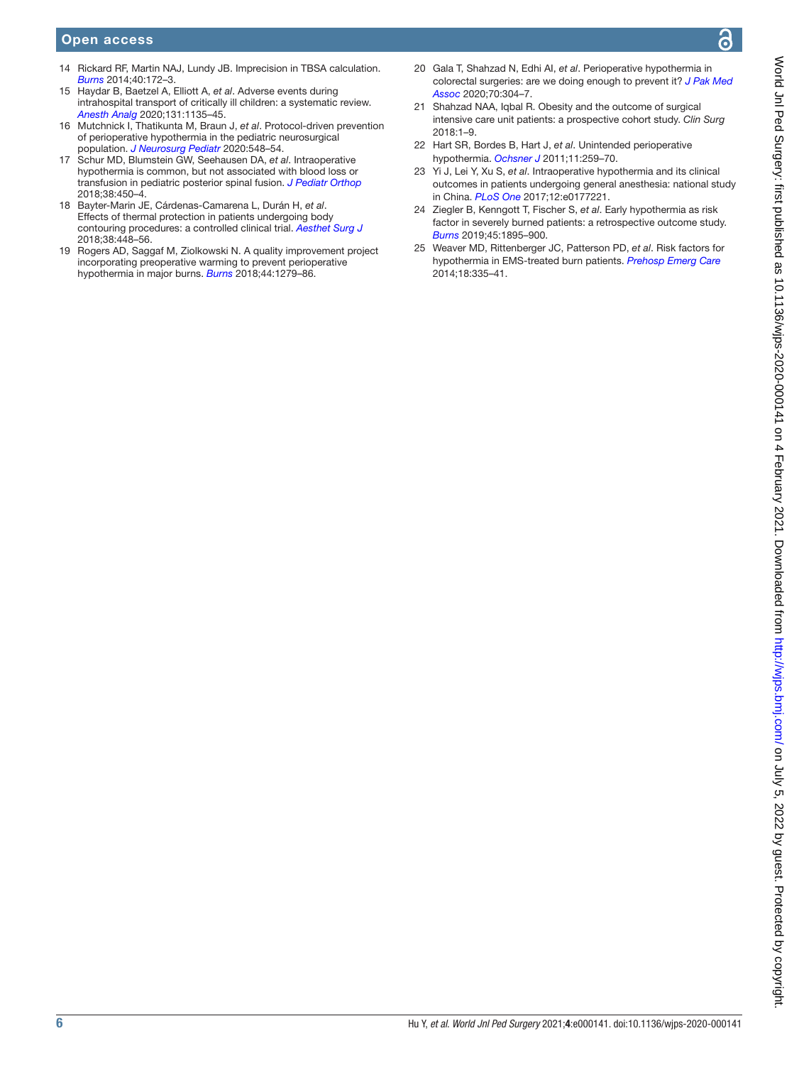14 Rickard RF, Martin NAJ, Lundy JB. Imprecision in TBSA calculation. *Burns* 2014;40:172–3.
15 Haydar B, Baetzel A, Elliott A, *et al*. Adverse events during intrahospital transport of critically ill children: a systematic review. *Anesth Analg* 2020;131:1135–45.
16 Mutchnick I, Thatikunta M, Braun J, *et al*. Protocol-driven prevention of perioperative hypothermia in the pediatric neurosurgical population. *J Neurosurg Pediatr* 2020:548–54.
17 Schur MD, Blumstein GW, Seehausen DA, *et al*. Intraoperative hypothermia is common, but not associated with blood loss or transfusion in pediatric posterior spinal fusion. *J Pediatr Orthop* 2018;38:450–4.
18 Bayter-Marin JE, Cárdenas-Camarena L, Durán H, *et al*. Effects of thermal protection in patients undergoing body contouring procedures: a controlled clinical trial. *Aesthet Surg J* 2018;38:448–56.
19 Rogers AD, Saggaf M, Ziolkowski N. A quality improvement project incorporating preoperative warming to prevent perioperative hypothermia in major burns. *Burns* 2018;44:1279–86.
20 Gala T, Shahzad N, Edhi AI, *et al*. Perioperative hypothermia in colorectal surgeries: are we doing enough to prevent it? *J Pak Med Assoc* 2020;70:304–7.
21 Shahzad NAA, Iqbal R. Obesity and the outcome of surgical intensive care unit patients: a prospective cohort study. *Clin Surg* 2018:1–9.
22 Hart SR, Bordes B, Hart J, *et al*. Unintended perioperative hypothermia. *Ochsner J* 2011;11:259–70.
23 Yi J, Lei Y, Xu S, *et al*. Intraoperative hypothermia and its clinical outcomes in patients undergoing general anesthesia: national study in China. *PLoS One* 2017;12:e0177221.
24 Ziegler B, Kenngott T, Fischer S, *et al*. Early hypothermia as risk factor in severely burned patients: a retrospective outcome study. *Burns* 2019;45:1895–900.
25 Weaver MD, Rittenberger JC, Patterson PD, *et al*. Risk factors for hypothermia in EMS-treated burn patients. *Prehosp Emerg Care* 2014;18:335–41.